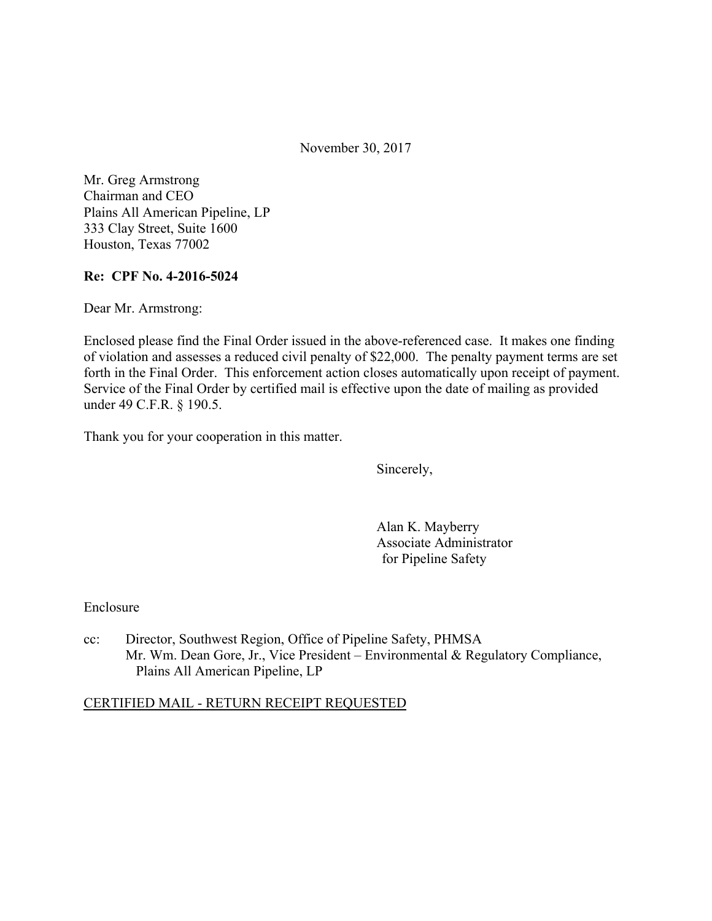November 30, 2017

Mr. Greg Armstrong
Chairman and CEO
Plains All American Pipeline, LP
333 Clay Street, Suite 1600
Houston, Texas 77002

**Re: CPF No. 4-2016-5024**

Dear Mr. Armstrong:

Enclosed please find the Final Order issued in the above-referenced case. It makes one finding of violation and assesses a reduced civil penalty of $22,000. The penalty payment terms are set forth in the Final Order. This enforcement action closes automatically upon receipt of payment. Service of the Final Order by certified mail is effective upon the date of mailing as provided under 49 C.F.R. § 190.5.

Thank you for your cooperation in this matter.

Sincerely,

Alan K. Mayberry
Associate Administrator
for Pipeline Safety

Enclosure

cc: Director, Southwest Region, Office of Pipeline Safety, PHMSA
Mr. Wm. Dean Gore, Jr., Vice President – Environmental & Regulatory Compliance, Plains All American Pipeline, LP

CERTIFIED MAIL - RETURN RECEIPT REQUESTED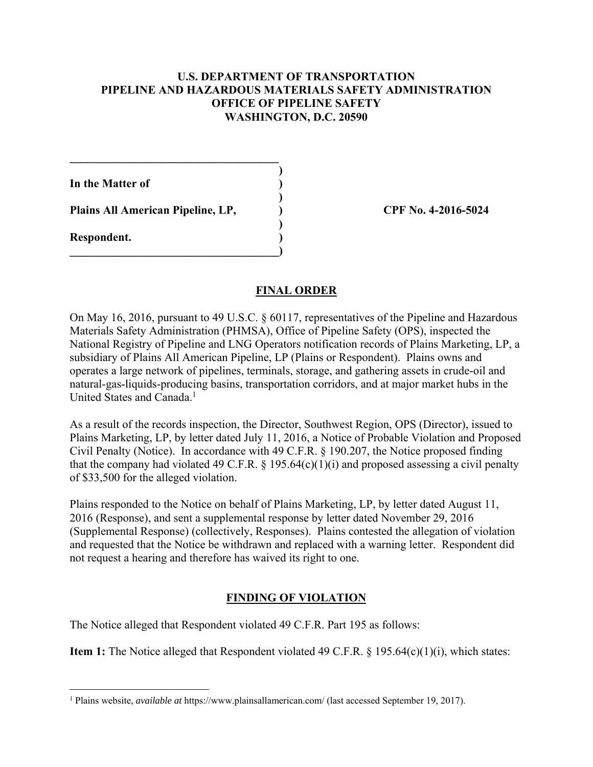**U.S. DEPARTMENT OF TRANSPORTATION**
**PIPELINE AND HAZARDOUS MATERIALS SAFETY ADMINISTRATION**
**OFFICE OF PIPELINE SAFETY**
**WASHINGTON, D.C. 20590**

**In the Matter of**

**Plains All American Pipeline, LP,**

**Respondent.**

**CPF No. 4-2016-5024**

## FINAL ORDER

On May 16, 2016, pursuant to 49 U.S.C. § 60117, representatives of the Pipeline and Hazardous Materials Safety Administration (PHMSA), Office of Pipeline Safety (OPS), inspected the National Registry of Pipeline and LNG Operators notification records of Plains Marketing, LP, a subsidiary of Plains All American Pipeline, LP (Plains or Respondent). Plains owns and operates a large network of pipelines, terminals, storage, and gathering assets in crude-oil and natural-gas-liquids-producing basins, transportation corridors, and at major market hubs in the United States and Canada.[1]

As a result of the records inspection, the Director, Southwest Region, OPS (Director), issued to Plains Marketing, LP, by letter dated July 11, 2016, a Notice of Probable Violation and Proposed Civil Penalty (Notice). In accordance with 49 C.F.R. § 190.207, the Notice proposed finding that the company had violated 49 C.F.R. § 195.64(c)(1)(i) and proposed assessing a civil penalty of $33,500 for the alleged violation.

Plains responded to the Notice on behalf of Plains Marketing, LP, by letter dated August 11, 2016 (Response), and sent a supplemental response by letter dated November 29, 2016 (Supplemental Response) (collectively, Responses). Plains contested the allegation of violation and requested that the Notice be withdrawn and replaced with a warning letter. Respondent did not request a hearing and therefore has waived its right to one.

## FINDING OF VIOLATION

The Notice alleged that Respondent violated 49 C.F.R. Part 195 as follows:

**Item 1:** The Notice alleged that Respondent violated 49 C.F.R. § 195.64(c)(1)(i), which states:

---

[1] Plains website, *available at* https://www.plainsallamerican.com/ (last accessed September 19, 2017).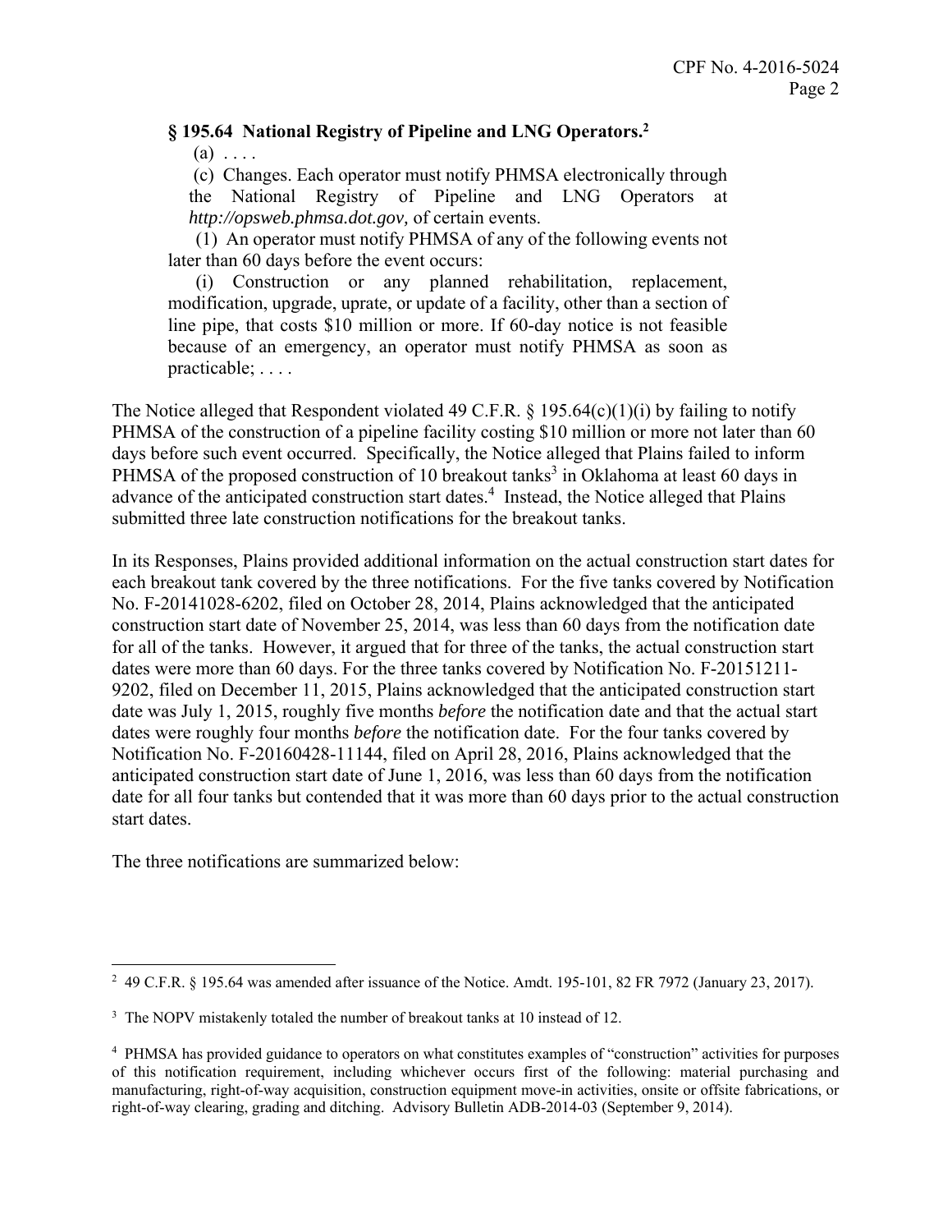**§ 195.64 National Registry of Pipeline and LNG Operators.**[2]

(a) . . . .

(c) Changes. Each operator must notify PHMSA electronically through the National Registry of Pipeline and LNG Operators at *http://opsweb.phmsa.dot.gov,* of certain events.

(1) An operator must notify PHMSA of any of the following events not later than 60 days before the event occurs:

(i) Construction or any planned rehabilitation, replacement, modification, upgrade, uprate, or update of a facility, other than a section of line pipe, that costs $10 million or more. If 60-day notice is not feasible because of an emergency, an operator must notify PHMSA as soon as practicable; . . . .

The Notice alleged that Respondent violated 49 C.F.R. § 195.64(c)(1)(i) by failing to notify PHMSA of the construction of a pipeline facility costing $10 million or more not later than 60 days before such event occurred. Specifically, the Notice alleged that Plains failed to inform PHMSA of the proposed construction of 10 breakout tanks[3] in Oklahoma at least 60 days in advance of the anticipated construction start dates.[4] Instead, the Notice alleged that Plains submitted three late construction notifications for the breakout tanks.

In its Responses, Plains provided additional information on the actual construction start dates for each breakout tank covered by the three notifications. For the five tanks covered by Notification No. F-20141028-6202, filed on October 28, 2014, Plains acknowledged that the anticipated construction start date of November 25, 2014, was less than 60 days from the notification date for all of the tanks. However, it argued that for three of the tanks, the actual construction start dates were more than 60 days. For the three tanks covered by Notification No. F-20151211-9202, filed on December 11, 2015, Plains acknowledged that the anticipated construction start date was July 1, 2015, roughly five months *before* the notification date and that the actual start dates were roughly four months *before* the notification date. For the four tanks covered by Notification No. F-20160428-11144, filed on April 28, 2016, Plains acknowledged that the anticipated construction start date of June 1, 2016, was less than 60 days from the notification date for all four tanks but contended that it was more than 60 days prior to the actual construction start dates.

The three notifications are summarized below:

---

[2] 49 C.F.R. § 195.64 was amended after issuance of the Notice. Amdt. 195-101, 82 FR 7972 (January 23, 2017).

[3] The NOPV mistakenly totaled the number of breakout tanks at 10 instead of 12.

[4] PHMSA has provided guidance to operators on what constitutes examples of "construction" activities for purposes of this notification requirement, including whichever occurs first of the following: material purchasing and manufacturing, right-of-way acquisition, construction equipment move-in activities, onsite or offsite fabrications, or right-of-way clearing, grading and ditching. Advisory Bulletin ADB-2014-03 (September 9, 2014).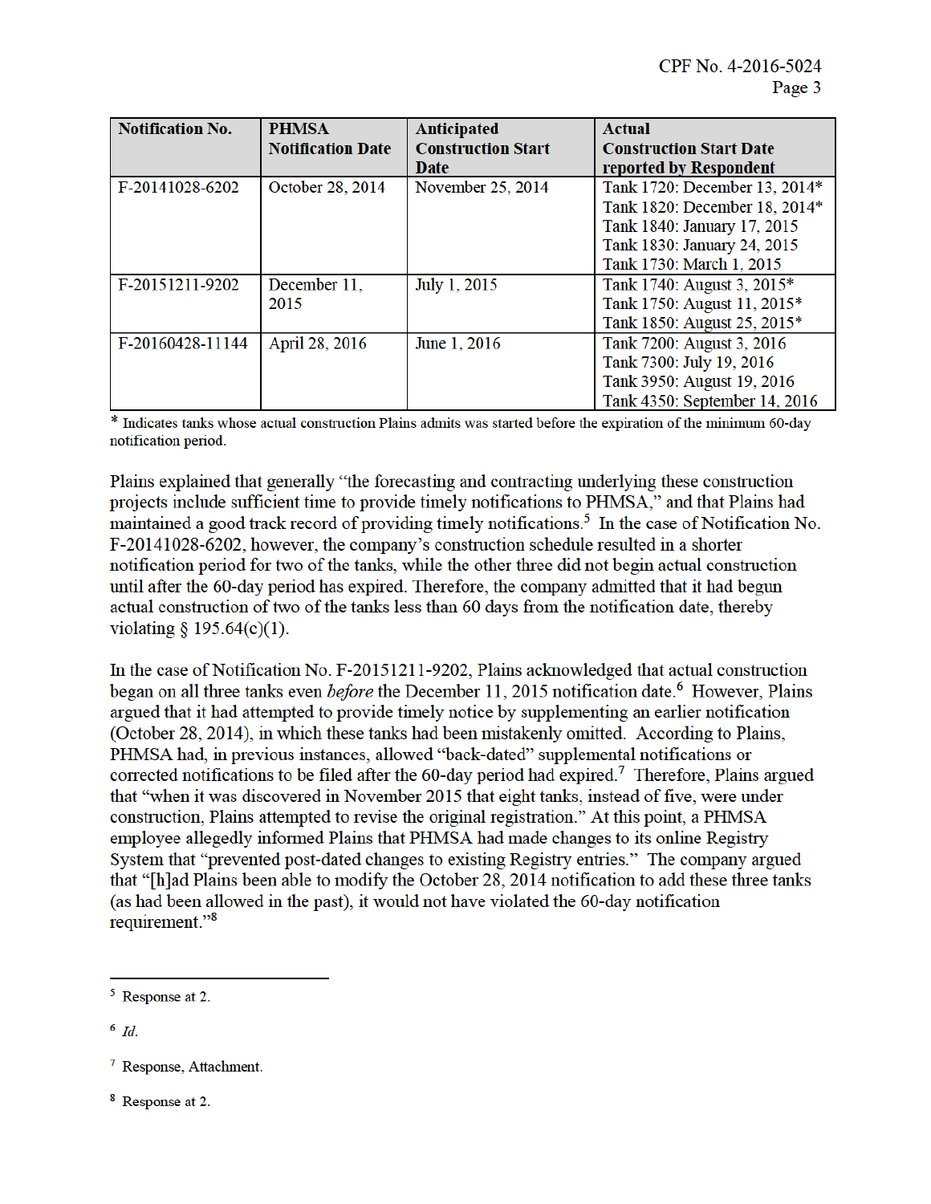| Notification No. | PHMSA Notification Date | Anticipated Construction Start Date | Actual Construction Start Date reported by Respondent |
|---|---|---|---|
| F-20141028-6202 | October 28, 2014 | November 25, 2014 | Tank 1720: December 13, 2014*<br>Tank 1820: December 18, 2014*<br>Tank 1840: January 17, 2015<br>Tank 1830: January 24, 2015<br>Tank 1730: March 1, 2015 |
| F-20151211-9202 | December 11, 2015 | July 1, 2015 | Tank 1740: August 3, 2015*<br>Tank 1750: August 11, 2015*<br>Tank 1850: August 25, 2015* |
| F-20160428-11144 | April 28, 2016 | June 1, 2016 | Tank 7200: August 3, 2016<br>Tank 7300: July 19, 2016<br>Tank 3950: August 19, 2016<br>Tank 4350: September 14, 2016 |

* Indicates tanks whose actual construction Plains admits was started before the expiration of the minimum 60-day notification period.

Plains explained that generally "the forecasting and contracting underlying these construction projects include sufficient time to provide timely notifications to PHMSA," and that Plains had maintained a good track record of providing timely notifications.[5] In the case of Notification No. F-20141028-6202, however, the company's construction schedule resulted in a shorter notification period for two of the tanks, while the other three did not begin actual construction until after the 60-day period has expired. Therefore, the company admitted that it had begun actual construction of two of the tanks less than 60 days from the notification date, thereby violating § 195.64(c)(1).

In the case of Notification No. F-20151211-9202, Plains acknowledged that actual construction began on all three tanks even *before* the December 11, 2015 notification date.[6] However, Plains argued that it had attempted to provide timely notice by supplementing an earlier notification (October 28, 2014), in which these tanks had been mistakenly omitted. According to Plains, PHMSA had, in previous instances, allowed "back-dated" supplemental notifications or corrected notifications to be filed after the 60-day period had expired.[7] Therefore, Plains argued that "when it was discovered in November 2015 that eight tanks, instead of five, were under construction, Plains attempted to revise the original registration." At this point, a PHMSA employee allegedly informed Plains that PHMSA had made changes to its online Registry System that "prevented post-dated changes to existing Registry entries." The company argued that "[h]ad Plains been able to modify the October 28, 2014 notification to add these three tanks (as had been allowed in the past), it would not have violated the 60-day notification requirement."[8]

---

[5] Response at 2.

[6] *Id.*

[7] Response, Attachment.

[8] Response at 2.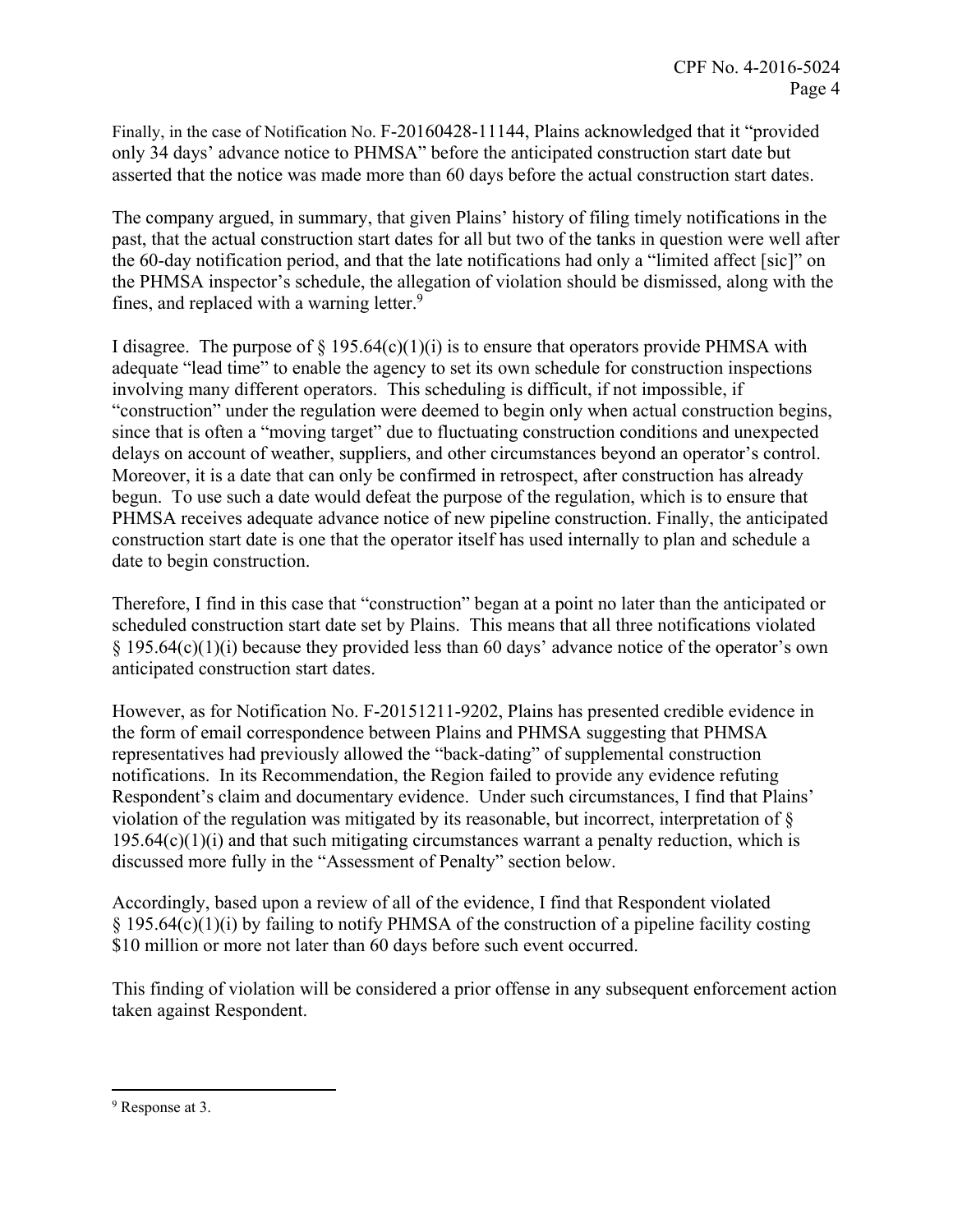Finally, in the case of Notification No. F-20160428-11144, Plains acknowledged that it "provided only 34 days' advance notice to PHMSA" before the anticipated construction start date but asserted that the notice was made more than 60 days before the actual construction start dates.

The company argued, in summary, that given Plains' history of filing timely notifications in the past, that the actual construction start dates for all but two of the tanks in question were well after the 60-day notification period, and that the late notifications had only a "limited affect [sic]" on the PHMSA inspector's schedule, the allegation of violation should be dismissed, along with the fines, and replaced with a warning letter.[9]

I disagree. The purpose of § 195.64(c)(1)(i) is to ensure that operators provide PHMSA with adequate "lead time" to enable the agency to set its own schedule for construction inspections involving many different operators. This scheduling is difficult, if not impossible, if "construction" under the regulation were deemed to begin only when actual construction begins, since that is often a "moving target" due to fluctuating construction conditions and unexpected delays on account of weather, suppliers, and other circumstances beyond an operator's control. Moreover, it is a date that can only be confirmed in retrospect, after construction has already begun. To use such a date would defeat the purpose of the regulation, which is to ensure that PHMSA receives adequate advance notice of new pipeline construction. Finally, the anticipated construction start date is one that the operator itself has used internally to plan and schedule a date to begin construction.

Therefore, I find in this case that "construction" began at a point no later than the anticipated or scheduled construction start date set by Plains. This means that all three notifications violated § 195.64(c)(1)(i) because they provided less than 60 days' advance notice of the operator's own anticipated construction start dates.

However, as for Notification No. F-20151211-9202, Plains has presented credible evidence in the form of email correspondence between Plains and PHMSA suggesting that PHMSA representatives had previously allowed the "back-dating" of supplemental construction notifications. In its Recommendation, the Region failed to provide any evidence refuting Respondent's claim and documentary evidence. Under such circumstances, I find that Plains' violation of the regulation was mitigated by its reasonable, but incorrect, interpretation of § 195.64(c)(1)(i) and that such mitigating circumstances warrant a penalty reduction, which is discussed more fully in the "Assessment of Penalty" section below.

Accordingly, based upon a review of all of the evidence, I find that Respondent violated § 195.64(c)(1)(i) by failing to notify PHMSA of the construction of a pipeline facility costing \$10 million or more not later than 60 days before such event occurred.

This finding of violation will be considered a prior offense in any subsequent enforcement action taken against Respondent.

---

[9] Response at 3.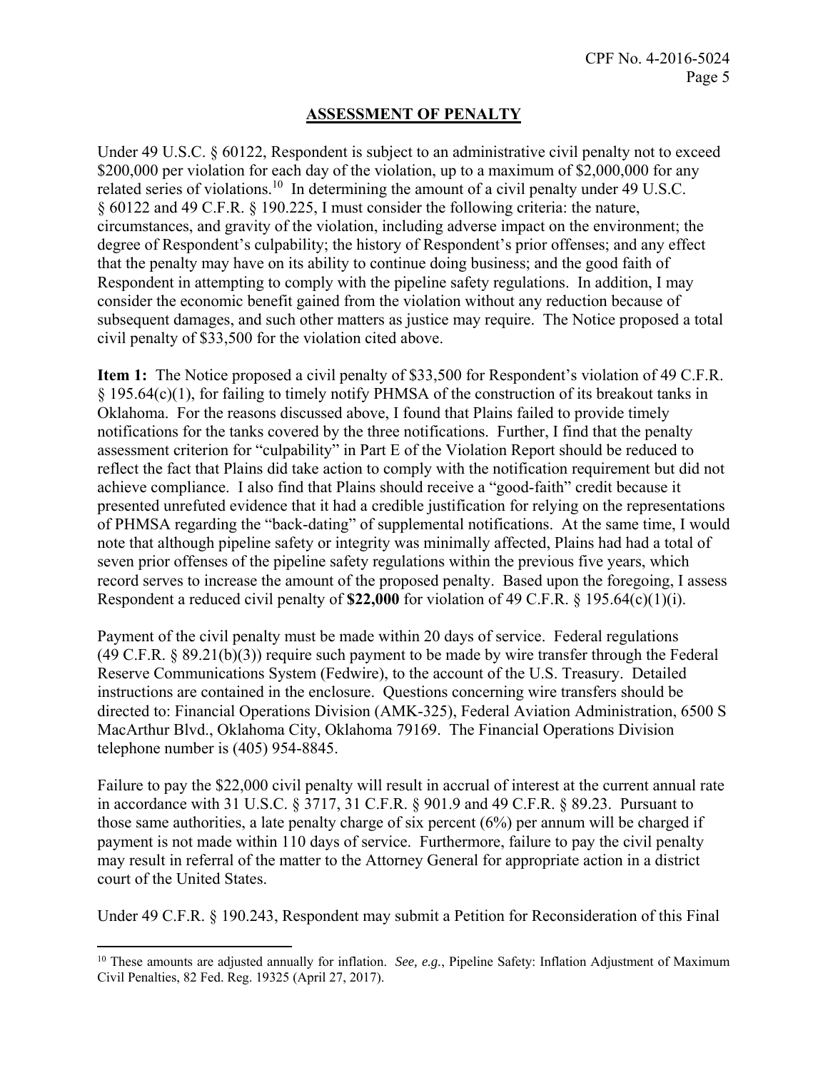## ASSESSMENT OF PENALTY

Under 49 U.S.C. § 60122, Respondent is subject to an administrative civil penalty not to exceed $200,000 per violation for each day of the violation, up to a maximum of $2,000,000 for any related series of violations.[10] In determining the amount of a civil penalty under 49 U.S.C. § 60122 and 49 C.F.R. § 190.225, I must consider the following criteria: the nature, circumstances, and gravity of the violation, including adverse impact on the environment; the degree of Respondent's culpability; the history of Respondent's prior offenses; and any effect that the penalty may have on its ability to continue doing business; and the good faith of Respondent in attempting to comply with the pipeline safety regulations. In addition, I may consider the economic benefit gained from the violation without any reduction because of subsequent damages, and such other matters as justice may require. The Notice proposed a total civil penalty of $33,500 for the violation cited above.

**Item 1:** The Notice proposed a civil penalty of $33,500 for Respondent's violation of 49 C.F.R. § 195.64(c)(1), for failing to timely notify PHMSA of the construction of its breakout tanks in Oklahoma. For the reasons discussed above, I found that Plains failed to provide timely notifications for the tanks covered by the three notifications. Further, I find that the penalty assessment criterion for "culpability" in Part E of the Violation Report should be reduced to reflect the fact that Plains did take action to comply with the notification requirement but did not achieve compliance. I also find that Plains should receive a "good-faith" credit because it presented unrefuted evidence that it had a credible justification for relying on the representations of PHMSA regarding the "back-dating" of supplemental notifications. At the same time, I would note that although pipeline safety or integrity was minimally affected, Plains had had a total of seven prior offenses of the pipeline safety regulations within the previous five years, which record serves to increase the amount of the proposed penalty. Based upon the foregoing, I assess Respondent a reduced civil penalty of **$22,000** for violation of 49 C.F.R. § 195.64(c)(1)(i).

Payment of the civil penalty must be made within 20 days of service. Federal regulations (49 C.F.R. § 89.21(b)(3)) require such payment to be made by wire transfer through the Federal Reserve Communications System (Fedwire), to the account of the U.S. Treasury. Detailed instructions are contained in the enclosure. Questions concerning wire transfers should be directed to: Financial Operations Division (AMK-325), Federal Aviation Administration, 6500 S MacArthur Blvd., Oklahoma City, Oklahoma 79169. The Financial Operations Division telephone number is (405) 954-8845.

Failure to pay the $22,000 civil penalty will result in accrual of interest at the current annual rate in accordance with 31 U.S.C. § 3717, 31 C.F.R. § 901.9 and 49 C.F.R. § 89.23. Pursuant to those same authorities, a late penalty charge of six percent (6%) per annum will be charged if payment is not made within 110 days of service. Furthermore, failure to pay the civil penalty may result in referral of the matter to the Attorney General for appropriate action in a district court of the United States.

Under 49 C.F.R. § 190.243, Respondent may submit a Petition for Reconsideration of this Final

[10] These amounts are adjusted annually for inflation. *See, e.g.*, Pipeline Safety: Inflation Adjustment of Maximum Civil Penalties, 82 Fed. Reg. 19325 (April 27, 2017).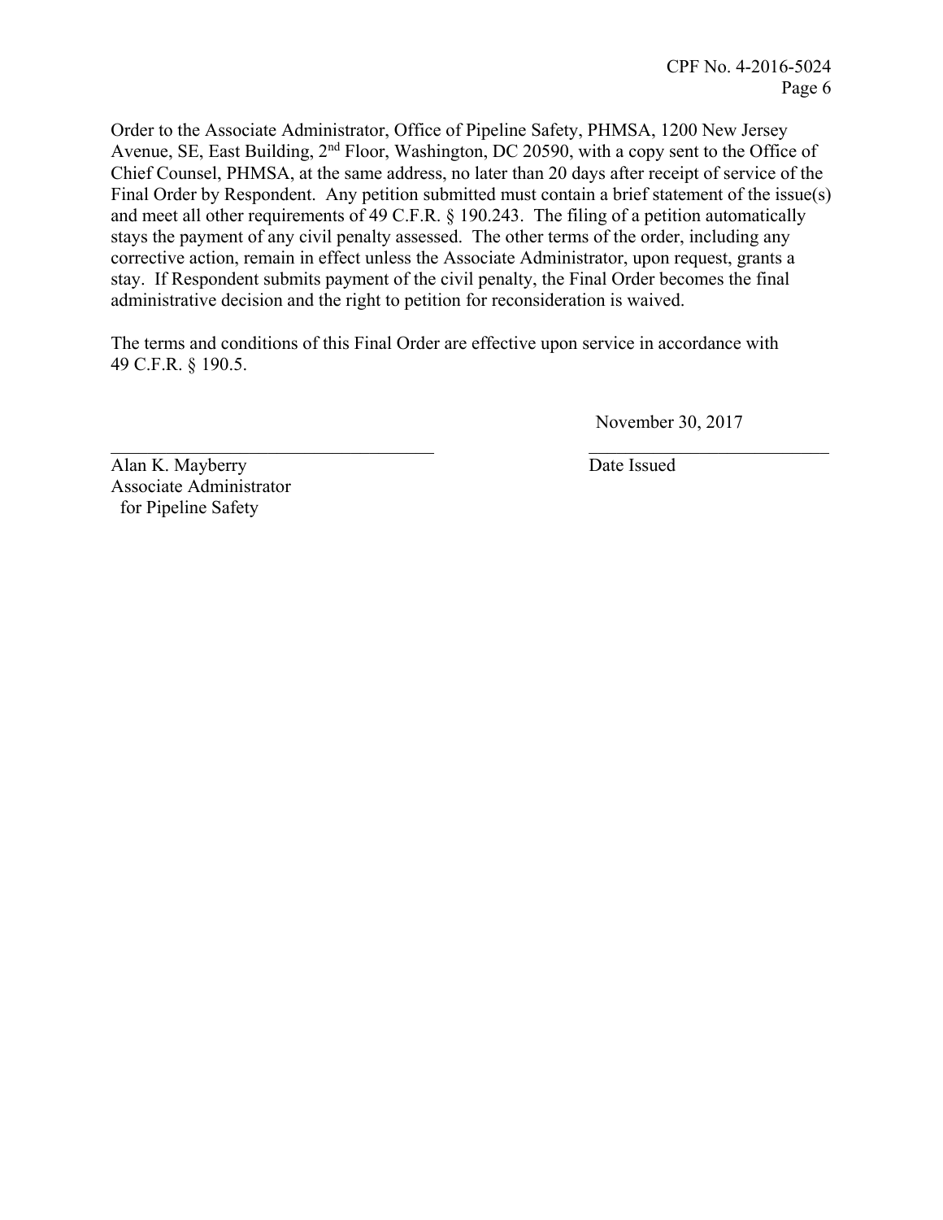Order to the Associate Administrator, Office of Pipeline Safety, PHMSA, 1200 New Jersey Avenue, SE, East Building, 2nd Floor, Washington, DC 20590, with a copy sent to the Office of Chief Counsel, PHMSA, at the same address, no later than 20 days after receipt of service of the Final Order by Respondent. Any petition submitted must contain a brief statement of the issue(s) and meet all other requirements of 49 C.F.R. § 190.243. The filing of a petition automatically stays the payment of any civil penalty assessed. The other terms of the order, including any corrective action, remain in effect unless the Associate Administrator, upon request, grants a stay. If Respondent submits payment of the civil penalty, the Final Order becomes the final administrative decision and the right to petition for reconsideration is waived.

The terms and conditions of this Final Order are effective upon service in accordance with 49 C.F.R. § 190.5.

| | |
|---|---|
| \_\_\_\_\_\_\_\_\_\_\_\_\_\_\_\_\_\_\_\_\_\_\_\_\_\_\_\_\_\_\_\_\_\_ | November 30, 2017 |
| Alan K. Mayberry<br>Associate Administrator<br>for Pipeline Safety | Date Issued |